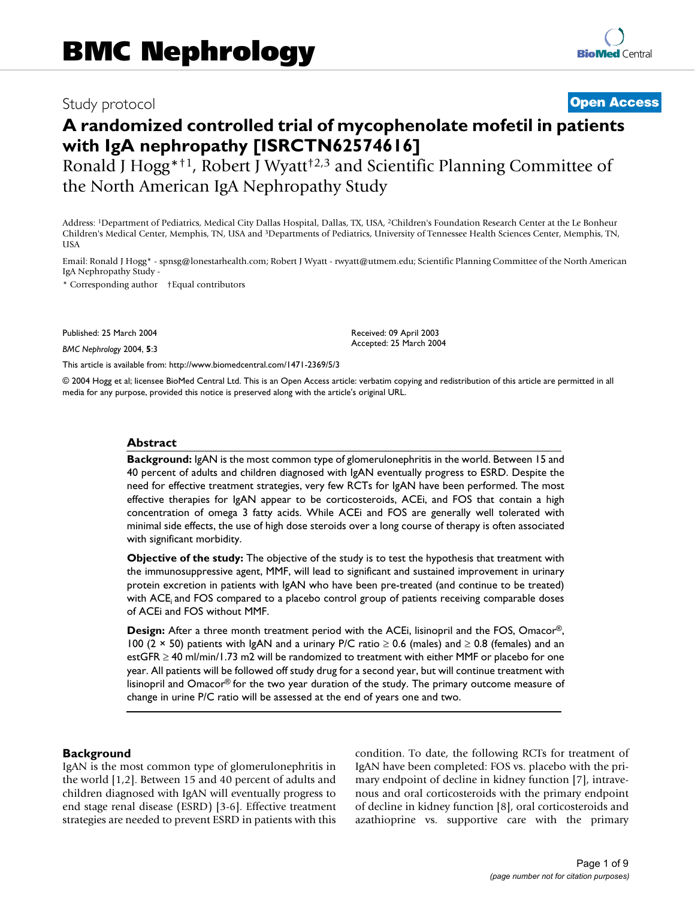BMC Nephrology

Study protocol

**Open Access**

# A randomized controlled trial of mycophenolate mofetil in patients with IgA nephropathy [ISRCTN62574616]

Ronald J Hogg*†[1], Robert J Wyatt†[2,3] and Scientific Planning Committee of the North American IgA Nephropathy Study

Address: [1]Department of Pediatrics, Medical City Dallas Hospital, Dallas, TX, USA, [2]Children's Foundation Research Center at the Le Bonheur Children's Medical Center, Memphis, TN, USA and [3]Departments of Pediatrics, University of Tennessee Health Sciences Center, Memphis, TN, USA

Email: Ronald J Hogg* - spnsg@lonestarhealth.com; Robert J Wyatt - rwyatt@utmem.edu; Scientific Planning Committee of the North American IgA Nephropathy Study -

\* Corresponding author †Equal contributors

Published: 25 March 2004

*BMC Nephrology* 2004, **5**:3

Received: 09 April 2003
Accepted: 25 March 2004

This article is available from: http://www.biomedcentral.com/1471-2369/5/3

© 2004 Hogg et al; licensee BioMed Central Ltd. This is an Open Access article: verbatim copying and redistribution of this article are permitted in all media for any purpose, provided this notice is preserved along with the article's original URL.

## Abstract

**Background:** IgAN is the most common type of glomerulonephritis in the world. Between 15 and 40 percent of adults and children diagnosed with IgAN eventually progress to ESRD. Despite the need for effective treatment strategies, very few RCTs for IgAN have been performed. The most effective therapies for IgAN appear to be corticosteroids, ACEi, and FOS that contain a high concentration of omega 3 fatty acids. While ACEi and FOS are generally well tolerated with minimal side effects, the use of high dose steroids over a long course of therapy is often associated with significant morbidity.

**Objective of the study:** The objective of the study is to test the hypothesis that treatment with the immunosuppressive agent, MMF, will lead to significant and sustained improvement in urinary protein excretion in patients with IgAN who have been pre-treated (and continue to be treated) with $ACE_i$ and FOS compared to a placebo control group of patients receiving comparable doses of ACEi and FOS without MMF.

**Design:** After a three month treatment period with the ACEi, lisinopril and the FOS, Omacor®, 100 (2 × 50) patients with IgAN and a urinary P/C ratio ≥ 0.6 (males) and ≥ 0.8 (females) and an estGFR ≥ 40 ml/min/1.73 m2 will be randomized to treatment with either MMF or placebo for one year. All patients will be followed off study drug for a second year, but will continue treatment with lisinopril and Omacor® for the two year duration of the study. The primary outcome measure of change in urine P/C ratio will be assessed at the end of years one and two.

## Background

IgAN is the most common type of glomerulonephritis in the world [1,2]. Between 15 and 40 percent of adults and children diagnosed with IgAN will eventually progress to end stage renal disease (ESRD) [3-6]. Effective treatment strategies are needed to prevent ESRD in patients with this condition. To date, the following RCTs for treatment of IgAN have been completed: FOS vs. placebo with the primary endpoint of decline in kidney function [7], intravenous and oral corticosteroids with the primary endpoint of decline in kidney function [8], oral corticosteroids and azathioprine vs. supportive care with the primary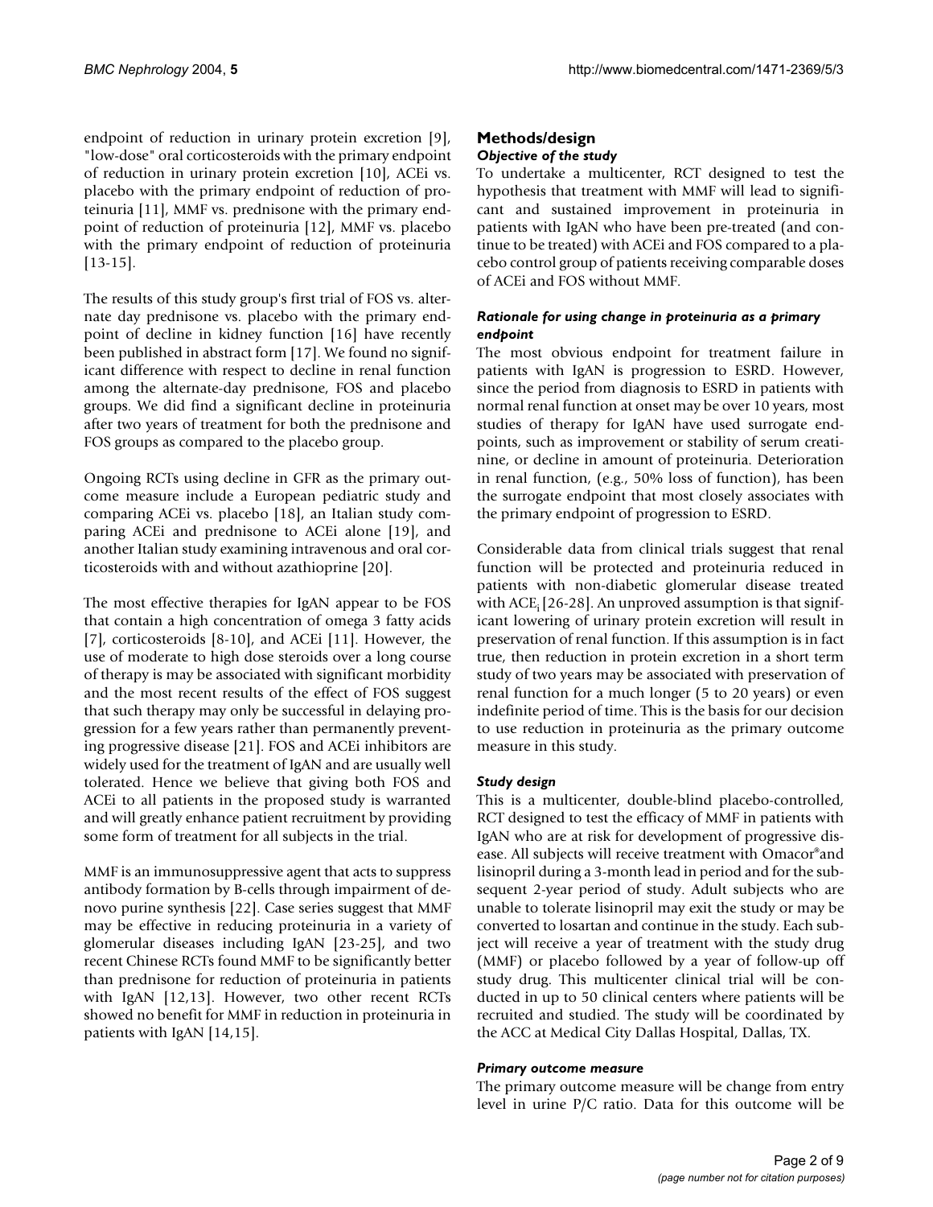endpoint of reduction in urinary protein excretion [9], "low-dose" oral corticosteroids with the primary endpoint of reduction in urinary protein excretion [10], ACEi vs. placebo with the primary endpoint of reduction of proteinuria [11], MMF vs. prednisone with the primary endpoint of reduction of proteinuria [12], MMF vs. placebo with the primary endpoint of reduction of proteinuria [13-15].

The results of this study group's first trial of FOS vs. alternate day prednisone vs. placebo with the primary endpoint of decline in kidney function [16] have recently been published in abstract form [17]. We found no significant difference with respect to decline in renal function among the alternate-day prednisone, FOS and placebo groups. We did find a significant decline in proteinuria after two years of treatment for both the prednisone and FOS groups as compared to the placebo group.

Ongoing RCTs using decline in GFR as the primary outcome measure include a European pediatric study and comparing ACEi vs. placebo [18], an Italian study comparing ACEi and prednisone to ACEi alone [19], and another Italian study examining intravenous and oral corticosteroids with and without azathioprine [20].

The most effective therapies for IgAN appear to be FOS that contain a high concentration of omega 3 fatty acids [7], corticosteroids [8-10], and ACEi [11]. However, the use of moderate to high dose steroids over a long course of therapy is may be associated with significant morbidity and the most recent results of the effect of FOS suggest that such therapy may only be successful in delaying progression for a few years rather than permanently preventing progressive disease [21]. FOS and ACEi inhibitors are widely used for the treatment of IgAN and are usually well tolerated. Hence we believe that giving both FOS and ACEi to all patients in the proposed study is warranted and will greatly enhance patient recruitment by providing some form of treatment for all subjects in the trial.

MMF is an immunosuppressive agent that acts to suppress antibody formation by B-cells through impairment of denovo purine synthesis [22]. Case series suggest that MMF may be effective in reducing proteinuria in a variety of glomerular diseases including IgAN [23-25], and two recent Chinese RCTs found MMF to be significantly better than prednisone for reduction of proteinuria in patients with IgAN [12,13]. However, two other recent RCTs showed no benefit for MMF in reduction in proteinuria in patients with IgAN [14,15].

## Methods/design

### *Objective of the study*

To undertake a multicenter, RCT designed to test the hypothesis that treatment with MMF will lead to significant and sustained improvement in proteinuria in patients with IgAN who have been pre-treated (and continue to be treated) with ACEi and FOS compared to a placebo control group of patients receiving comparable doses of ACEi and FOS without MMF.

### *Rationale for using change in proteinuria as a primary endpoint*

The most obvious endpoint for treatment failure in patients with IgAN is progression to ESRD. However, since the period from diagnosis to ESRD in patients with normal renal function at onset may be over 10 years, most studies of therapy for IgAN have used surrogate endpoints, such as improvement or stability of serum creatinine, or decline in amount of proteinuria. Deterioration in renal function, (e.g., 50% loss of function), has been the surrogate endpoint that most closely associates with the primary endpoint of progression to ESRD.

Considerable data from clinical trials suggest that renal function will be protected and proteinuria reduced in patients with non-diabetic glomerular disease treated with $ACE_i$ [26-28]. An unproved assumption is that significant lowering of urinary protein excretion will result in preservation of renal function. If this assumption is in fact true, then reduction in protein excretion in a short term study of two years may be associated with preservation of renal function for a much longer (5 to 20 years) or even indefinite period of time. This is the basis for our decision to use reduction in proteinuria as the primary outcome measure in this study.

### *Study design*

This is a multicenter, double-blind placebo-controlled, RCT designed to test the efficacy of MMF in patients with IgAN who are at risk for development of progressive disease. All subjects will receive treatment with Omacor®and lisinopril during a 3-month lead in period and for the subsequent 2-year period of study. Adult subjects who are unable to tolerate lisinopril may exit the study or may be converted to losartan and continue in the study. Each subject will receive a year of treatment with the study drug (MMF) or placebo followed by a year of follow-up off study drug. This multicenter clinical trial will be conducted in up to 50 clinical centers where patients will be recruited and studied. The study will be coordinated by the ACC at Medical City Dallas Hospital, Dallas, TX.

### *Primary outcome measure*

The primary outcome measure will be change from entry level in urine P/C ratio. Data for this outcome will be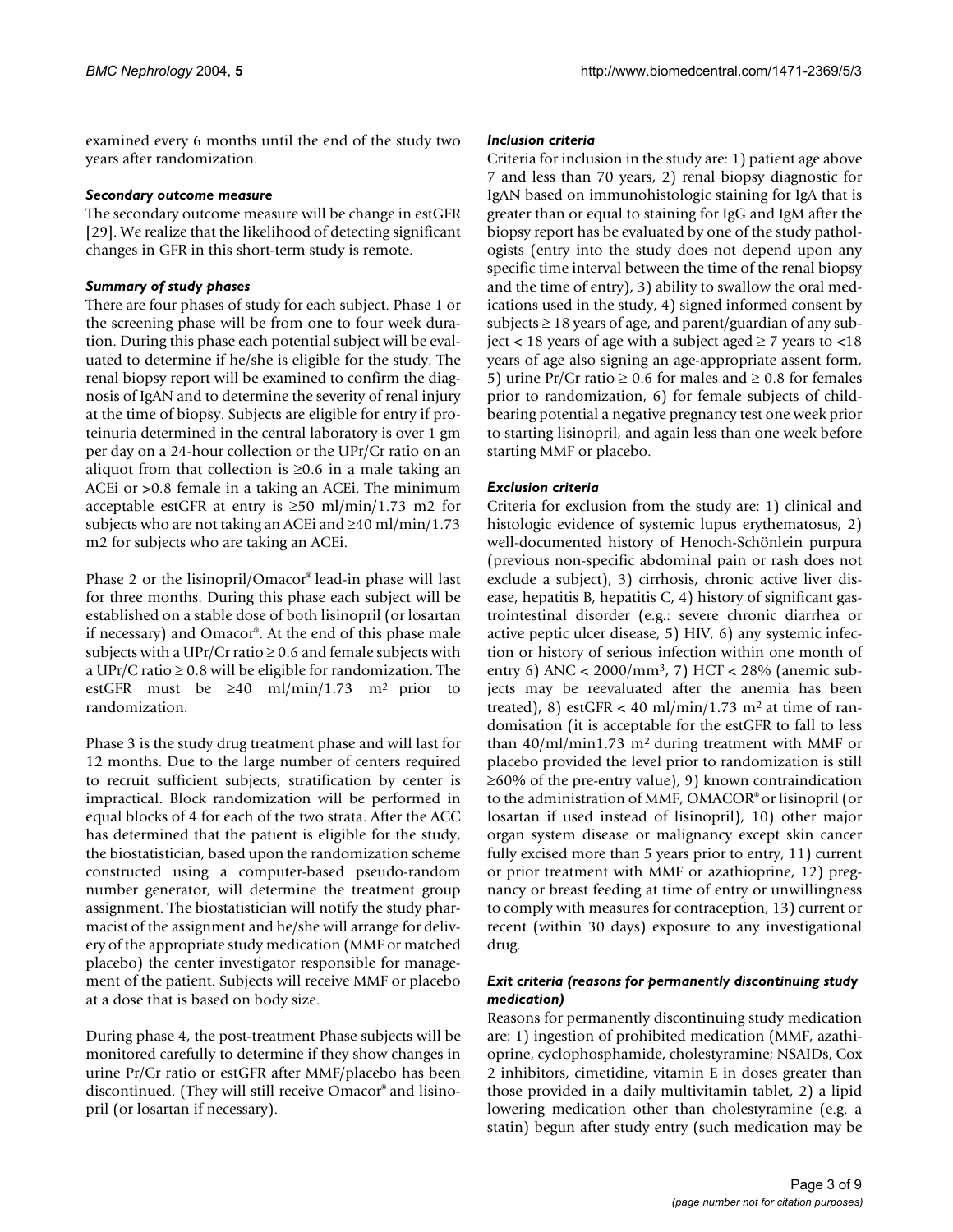examined every 6 months until the end of the study two years after randomization.

### *Secondary outcome measure*

The secondary outcome measure will be change in estGFR [29]. We realize that the likelihood of detecting significant changes in GFR in this short-term study is remote.

### *Summary of study phases*

There are four phases of study for each subject. Phase 1 or the screening phase will be from one to four week duration. During this phase each potential subject will be evaluated to determine if he/she is eligible for the study. The renal biopsy report will be examined to confirm the diagnosis of IgAN and to determine the severity of renal injury at the time of biopsy. Subjects are eligible for entry if proteinuria determined in the central laboratory is over 1 gm per day on a 24-hour collection or the UPr/Cr ratio on an aliquot from that collection is ≥0.6 in a male taking an ACEi or >0.8 female in a taking an ACEi. The minimum acceptable estGFR at entry is ≥50 ml/min/1.73 m2 for subjects who are not taking an ACEi and ≥40 ml/min/1.73 m2 for subjects who are taking an ACEi.

Phase 2 or the lisinopril/Omacor® lead-in phase will last for three months. During this phase each subject will be established on a stable dose of both lisinopril (or losartan if necessary) and Omacor®. At the end of this phase male subjects with a UPr/Cr ratio ≥ 0.6 and female subjects with a UPr/C ratio ≥ 0.8 will be eligible for randomization. The estGFR must be ≥40 ml/min/1.73 $m^2$ prior to randomization.

Phase 3 is the study drug treatment phase and will last for 12 months. Due to the large number of centers required to recruit sufficient subjects, stratification by center is impractical. Block randomization will be performed in equal blocks of 4 for each of the two strata. After the ACC has determined that the patient is eligible for the study, the biostatistician, based upon the randomization scheme constructed using a computer-based pseudo-random number generator, will determine the treatment group assignment. The biostatistician will notify the study pharmacist of the assignment and he/she will arrange for delivery of the appropriate study medication (MMF or matched placebo) the center investigator responsible for management of the patient. Subjects will receive MMF or placebo at a dose that is based on body size.

During phase 4, the post-treatment Phase subjects will be monitored carefully to determine if they show changes in urine Pr/Cr ratio or estGFR after MMF/placebo has been discontinued. (They will still receive Omacor® and lisinopril (or losartan if necessary).

### *Inclusion criteria*

Criteria for inclusion in the study are: 1) patient age above 7 and less than 70 years, 2) renal biopsy diagnostic for IgAN based on immunohistologic staining for IgA that is greater than or equal to staining for IgG and IgM after the biopsy report has been evaluated by one of the study pathologists (entry into the study does not depend upon any specific time interval between the time of the renal biopsy and the time of entry), 3) ability to swallow the oral medications used in the study, 4) signed informed consent by subjects ≥ 18 years of age, and parent/guardian of any subject < 18 years of age with a subject aged ≥ 7 years to <18 years of age also signing an age-appropriate assent form, 5) urine Pr/Cr ratio ≥ 0.6 for males and ≥ 0.8 for females prior to randomization, 6) for female subjects of childbearing potential a negative pregnancy test one week prior to starting lisinopril, and again less than one week before starting MMF or placebo.

### *Exclusion criteria*

Criteria for exclusion from the study are: 1) clinical and histologic evidence of systemic lupus erythematosus, 2) well-documented history of Henoch-Schönlein purpura (previous non-specific abdominal pain or rash does not exclude a subject), 3) cirrhosis, chronic active liver disease, hepatitis B, hepatitis C, 4) history of significant gastrointestinal disorder (e.g.: severe chronic diarrhea or active peptic ulcer disease, 5) HIV, 6) any systemic infection or history of serious infection within one month of entry 6) ANC < 2000/$mm^3$, 7) HCT < 28% (anemic subjects may be reevaluated after the anemia has been treated), 8) estGFR < 40 ml/min/1.73 $m^2$ at time of randomisation (it is acceptable for the estGFR to fall to less than 40/ml/min1.73 $m^2$ during treatment with MMF or placebo provided the level prior to randomization is still ≥60% of the pre-entry value), 9) known contraindication to the administration of MMF, OMACOR® or lisinopril (or losartan if used instead of lisinopril), 10) other major organ system disease or malignancy except skin cancer fully excised more than 5 years prior to entry, 11) current or prior treatment with MMF or azathioprine, 12) pregnancy or breast feeding at time of entry or unwillingness to comply with measures for contraception, 13) current or recent (within 30 days) exposure to any investigational drug.

### *Exit criteria (reasons for permanently discontinuing study medication)*

Reasons for permanently discontinuing study medication are: 1) ingestion of prohibited medication (MMF, azathioprine, cyclophosphamide, cholestyramine; NSAIDs, Cox 2 inhibitors, cimetidine, vitamin E in doses greater than those provided in a daily multivitamin tablet, 2) a lipid lowering medication other than cholestyramine (e.g. a statin) begun after study entry (such medication may be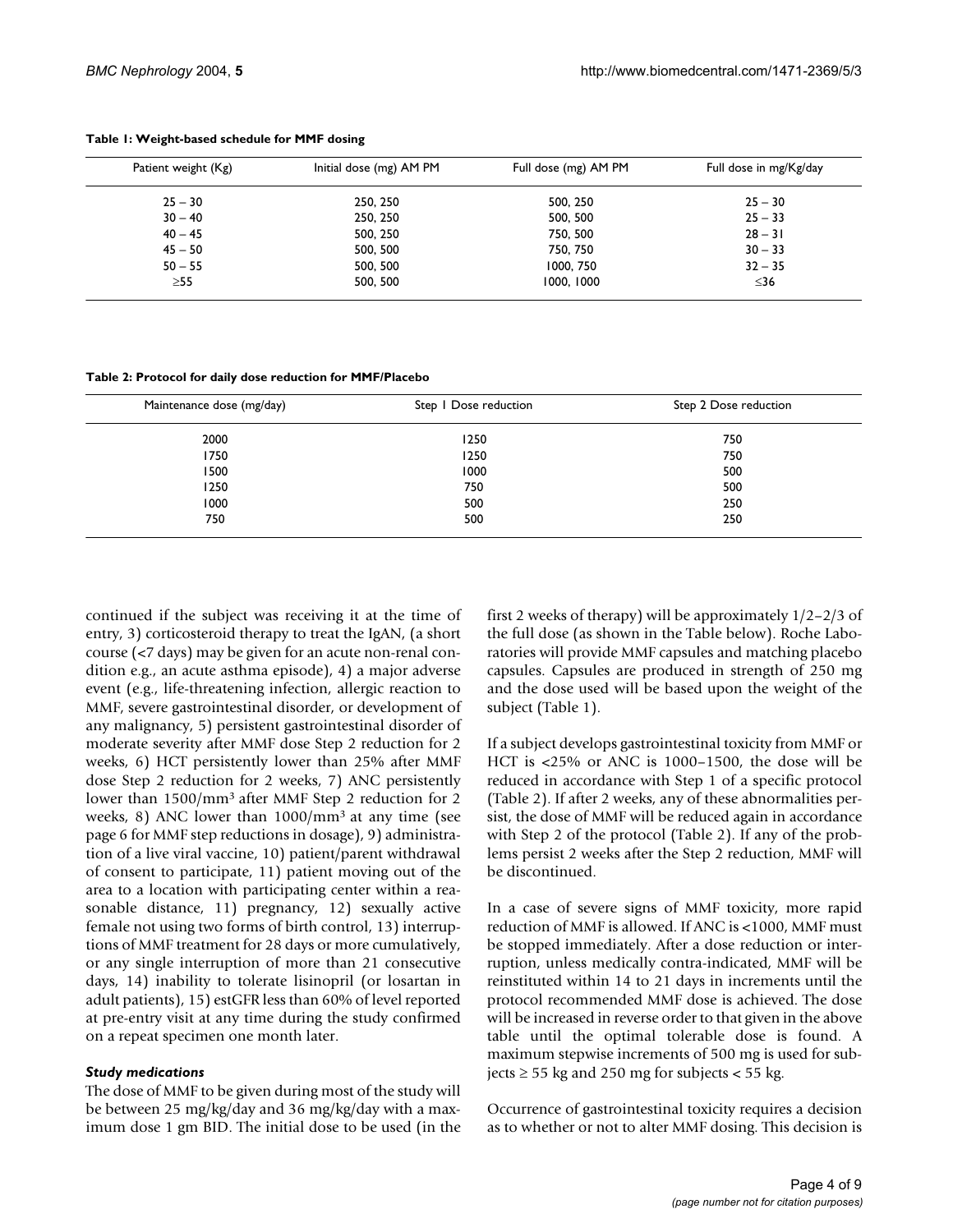**Table 1: Weight-based schedule for MMF dosing**

| Patient weight (Kg) | Initial dose (mg) AM PM | Full dose (mg) AM PM | Full dose in mg/Kg/day |
|---|---|---|---|
| 25 – 30 | 250, 250 | 500, 250 | 25 – 30 |
| 30 – 40 | 250, 250 | 500, 500 | 25 – 33 |
| 40 – 45 | 500, 250 | 750, 500 | 28 – 31 |
| 45 – 50 | 500, 500 | 750, 750 | 30 – 33 |
| 50 – 55 | 500, 500 | 1000, 750 | 32 – 35 |
| ≥55 | 500, 500 | 1000, 1000 | ≤36 |

**Table 2: Protocol for daily dose reduction for MMF/Placebo**

| Maintenance dose (mg/day) | Step 1 Dose reduction | Step 2 Dose reduction |
|---|---|---|
| 2000 | 1250 | 750 |
| 1750 | 1250 | 750 |
| 1500 | 1000 | 500 |
| 1250 | 750 | 500 |
| 1000 | 500 | 250 |
| 750 | 500 | 250 |

continued if the subject was receiving it at the time of entry, 3) corticosteroid therapy to treat the IgAN, (a short course (<7 days) may be given for an acute non-renal condition e.g., an acute asthma episode), 4) a major adverse event (e.g., life-threatening infection, allergic reaction to MMF, severe gastrointestinal disorder, or development of any malignancy, 5) persistent gastrointestinal disorder of moderate severity after MMF dose Step 2 reduction for 2 weeks, 6) HCT persistently lower than 25% after MMF dose Step 2 reduction for 2 weeks, 7) ANC persistently lower than 1500/mm$^3$ after MMF Step 2 reduction for 2 weeks, 8) ANC lower than 1000/mm$^3$ at any time (see page 6 for MMF step reductions in dosage), 9) administration of a live viral vaccine, 10) patient/parent withdrawal of consent to participate, 11) patient moving out of the area to a location with participating center within a reasonable distance, 11) pregnancy, 12) sexually active female not using two forms of birth control, 13) interruptions of MMF treatment for 28 days or more cumulatively, or any single interruption of more than 21 consecutive days, 14) inability to tolerate lisinopril (or losartan in adult patients), 15) estGFR less than 60% of level reported at pre-entry visit at any time during the study confirmed on a repeat specimen one month later.

### *Study medications*

The dose of MMF to be given during most of the study will be between 25 mg/kg/day and 36 mg/kg/day with a maximum dose 1 gm BID. The initial dose to be used (in the first 2 weeks of therapy) will be approximately 1/2–2/3 of the full dose (as shown in the Table below). Roche Laboratories will provide MMF capsules and matching placebo capsules. Capsules are produced in strength of 250 mg and the dose used will be based upon the weight of the subject (Table 1).

If a subject develops gastrointestinal toxicity from MMF or HCT is <25% or ANC is 1000–1500, the dose will be reduced in accordance with Step 1 of a specific protocol (Table 2). If after 2 weeks, any of these abnormalities persist, the dose of MMF will be reduced again in accordance with Step 2 of the protocol (Table 2). If any of the problems persist 2 weeks after the Step 2 reduction, MMF will be discontinued.

In a case of severe signs of MMF toxicity, more rapid reduction of MMF is allowed. If ANC is <1000, MMF must be stopped immediately. After a dose reduction or interruption, unless medically contra-indicated, MMF will be reinstituted within 14 to 21 days in increments until the protocol recommended MMF dose is achieved. The dose will be increased in reverse order to that given in the above table until the optimal tolerable dose is found. A maximum stepwise increments of 500 mg is used for subjects ≥ 55 kg and 250 mg for subjects < 55 kg.

Occurrence of gastrointestinal toxicity requires a decision as to whether or not to alter MMF dosing. This decision is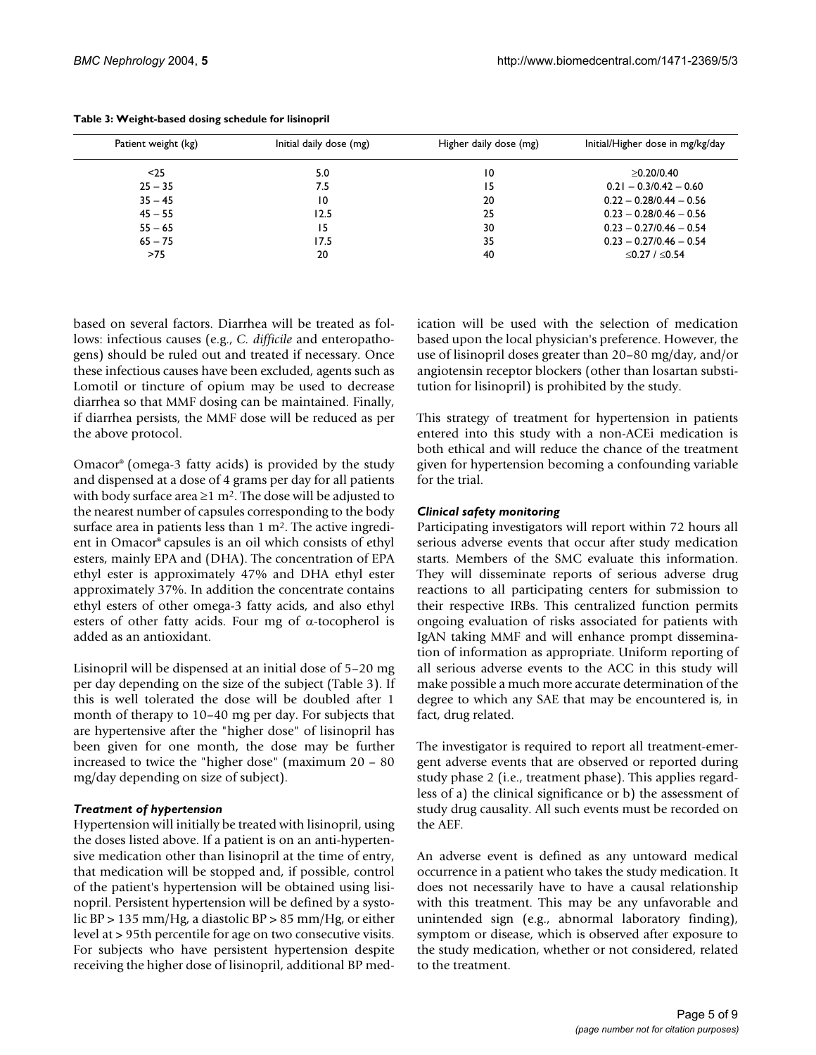**Table 3: Weight-based dosing schedule for lisinopril**

| Patient weight (kg) | Initial daily dose (mg) | Higher daily dose (mg) | Initial/Higher dose in mg/kg/day |
| --- | --- | --- | --- |
| <25 | 5.0 | 10 | ≥0.20/0.40 |
| 25 – 35 | 7.5 | 15 | 0.21 – 0.3/0.42 – 0.60 |
| 35 – 45 | 10 | 20 | 0.22 – 0.28/0.44 – 0.56 |
| 45 – 55 | 12.5 | 25 | 0.23 – 0.28/0.46 – 0.56 |
| 55 – 65 | 15 | 30 | 0.23 – 0.27/0.46 – 0.54 |
| 65 – 75 | 17.5 | 35 | 0.23 – 0.27/0.46 – 0.54 |
| >75 | 20 | 40 | ≤0.27 / ≤0.54 |

based on several factors. Diarrhea will be treated as follows: infectious causes (e.g., *C. difficile* and enteropathogens) should be ruled out and treated if necessary. Once these infectious causes have been excluded, agents such as Lomotil or tincture of opium may be used to decrease diarrhea so that MMF dosing can be maintained. Finally, if diarrhea persists, the MMF dose will be reduced as per the above protocol.

Omacor® (omega-3 fatty acids) is provided by the study and dispensed at a dose of 4 grams per day for all patients with body surface area ≥1 m². The dose will be adjusted to the nearest number of capsules corresponding to the body surface area in patients less than 1 m². The active ingredient in Omacor® capsules is an oil which consists of ethyl esters, mainly EPA and (DHA). The concentration of EPA ethyl ester is approximately 47% and DHA ethyl ester approximately 37%. In addition the concentrate contains ethyl esters of other omega-3 fatty acids, and also ethyl esters of other fatty acids. Four mg of α-tocopherol is added as an antioxidant.

Lisinopril will be dispensed at an initial dose of 5–20 mg per day depending on the size of the subject (Table 3). If this is well tolerated the dose will be doubled after 1 month of therapy to 10–40 mg per day. For subjects that are hypertensive after the "higher dose" of lisinopril has been given for one month, the dose may be further increased to twice the "higher dose" (maximum 20 – 80 mg/day depending on size of subject).

### *Treatment of hypertension*

Hypertension will initially be treated with lisinopril, using the doses listed above. If a patient is on an anti-hypertensive medication other than lisinopril at the time of entry, that medication will be stopped and, if possible, control of the patient's hypertension will be obtained using lisinopril. Persistent hypertension will be defined by a systolic BP > 135 mm/Hg, a diastolic BP > 85 mm/Hg, or either level at > 95th percentile for age on two consecutive visits. For subjects who have persistent hypertension despite receiving the higher dose of lisinopril, additional BP medication will be used with the selection of medication based upon the local physician's preference. However, the use of lisinopril doses greater than 20–80 mg/day, and/or angiotensin receptor blockers (other than losartan substitution for lisinopril) is prohibited by the study.

This strategy of treatment for hypertension in patients entered into this study with a non-ACEi medication is both ethical and will reduce the chance of the treatment given for hypertension becoming a confounding variable for the trial.

### *Clinical safety monitoring*

Participating investigators will report within 72 hours all serious adverse events that occur after study medication starts. Members of the SMC evaluate this information. They will disseminate reports of serious adverse drug reactions to all participating centers for submission to their respective IRBs. This centralized function permits ongoing evaluation of risks associated for patients with IgAN taking MMF and will enhance prompt dissemination of information as appropriate. Uniform reporting of all serious adverse events to the ACC in this study will make possible a much more accurate determination of the degree to which any SAE that may be encountered is, in fact, drug related.

The investigator is required to report all treatment-emergent adverse events that are observed or reported during study phase 2 (i.e., treatment phase). This applies regardless of a) the clinical significance or b) the assessment of study drug causality. All such events must be recorded on the AEF.

An adverse event is defined as any untoward medical occurrence in a patient who takes the study medication. It does not necessarily have to have a causal relationship with this treatment. This may be any unfavorable and unintended sign (e.g., abnormal laboratory finding), symptom or disease, which is observed after exposure to the study medication, whether or not considered, related to the treatment.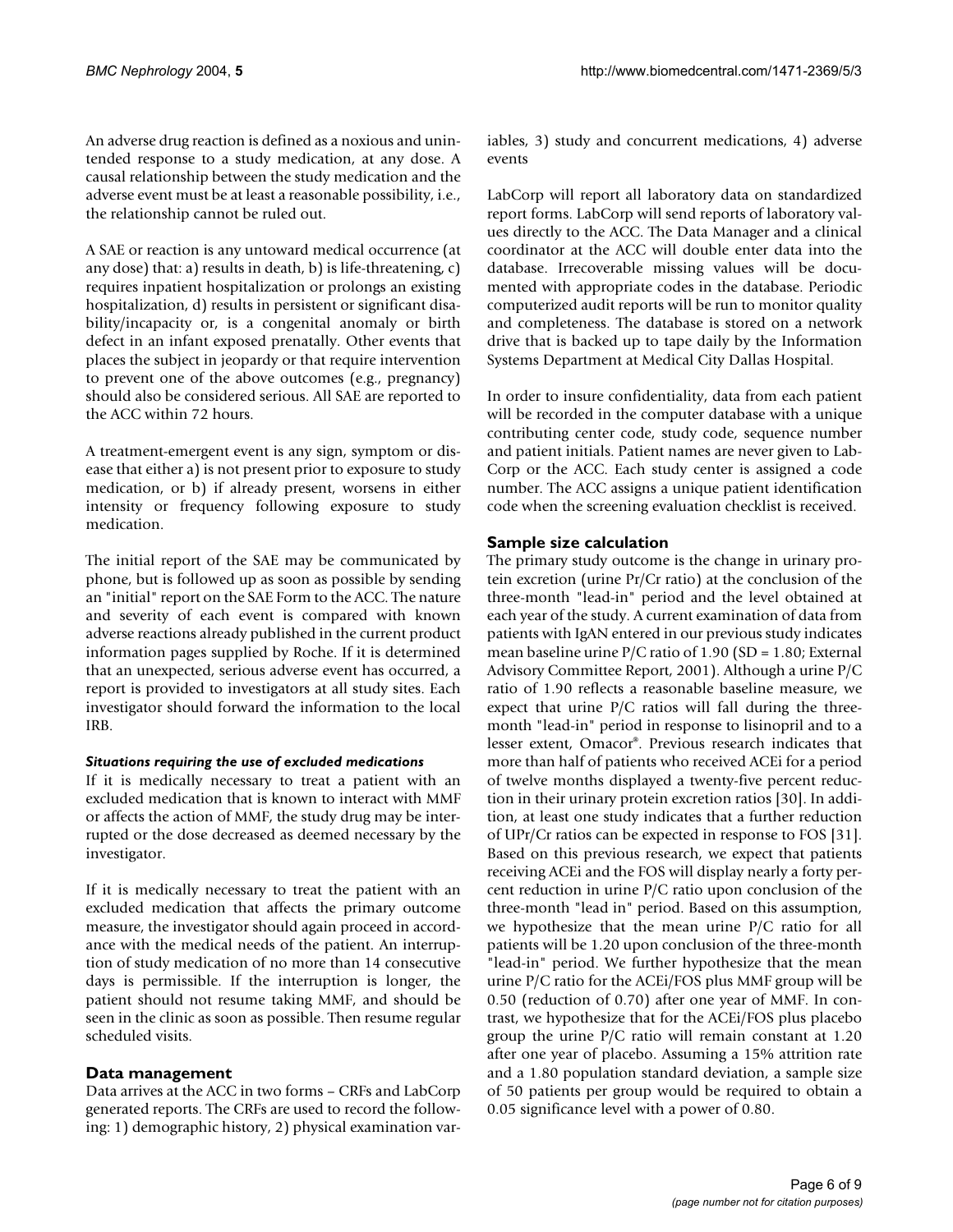An adverse drug reaction is defined as a noxious and unintended response to a study medication, at any dose. A causal relationship between the study medication and the adverse event must be at least a reasonable possibility, i.e., the relationship cannot be ruled out.

A SAE or reaction is any untoward medical occurrence (at any dose) that: a) results in death, b) is life-threatening, c) requires inpatient hospitalization or prolongs an existing hospitalization, d) results in persistent or significant disability/incapacity or, is a congenital anomaly or birth defect in an infant exposed prenatally. Other events that places the subject in jeopardy or that require intervention to prevent one of the above outcomes (e.g., pregnancy) should also be considered serious. All SAE are reported to the ACC within 72 hours.

A treatment-emergent event is any sign, symptom or disease that either a) is not present prior to exposure to study medication, or b) if already present, worsens in either intensity or frequency following exposure to study medication.

The initial report of the SAE may be communicated by phone, but is followed up as soon as possible by sending an "initial" report on the SAE Form to the ACC. The nature and severity of each event is compared with known adverse reactions already published in the current product information pages supplied by Roche. If it is determined that an unexpected, serious adverse event has occurred, a report is provided to investigators at all study sites. Each investigator should forward the information to the local IRB.

#### *Situations requiring the use of excluded medications*

If it is medically necessary to treat a patient with an excluded medication that is known to interact with MMF or affects the action of MMF, the study drug may be interrupted or the dose decreased as deemed necessary by the investigator.

If it is medically necessary to treat the patient with an excluded medication that affects the primary outcome measure, the investigator should again proceed in accordance with the medical needs of the patient. An interruption of study medication of no more than 14 consecutive days is permissible. If the interruption is longer, the patient should not resume taking MMF, and should be seen in the clinic as soon as possible. Then resume regular scheduled visits.

### Data management

Data arrives at the ACC in two forms – CRFs and LabCorp generated reports. The CRFs are used to record the following: 1) demographic history, 2) physical examination variables, 3) study and concurrent medications, 4) adverse events

LabCorp will report all laboratory data on standardized report forms. LabCorp will send reports of laboratory values directly to the ACC. The Data Manager and a clinical coordinator at the ACC will double enter data into the database. Irrecoverable missing values will be documented with appropriate codes in the database. Periodic computerized audit reports will be run to monitor quality and completeness. The database is stored on a network drive that is backed up to tape daily by the Information Systems Department at Medical City Dallas Hospital.

In order to insure confidentiality, data from each patient will be recorded in the computer database with a unique contributing center code, study code, sequence number and patient initials. Patient names are never given to LabCorp or the ACC. Each study center is assigned a code number. The ACC assigns a unique patient identification code when the screening evaluation checklist is received.

### Sample size calculation

The primary study outcome is the change in urinary protein excretion (urine Pr/Cr ratio) at the conclusion of the three-month "lead-in" period and the level obtained at each year of the study. A current examination of data from patients with IgAN entered in our previous study indicates mean baseline urine P/C ratio of 1.90 (SD = 1.80; External Advisory Committee Report, 2001). Although a urine P/C ratio of 1.90 reflects a reasonable baseline measure, we expect that urine P/C ratios will fall during the three-month "lead-in" period in response to lisinopril and to a lesser extent, Omacor®. Previous research indicates that more than half of patients who received ACEi for a period of twelve months displayed a twenty-five percent reduction in their urinary protein excretion ratios [30]. In addition, at least one study indicates that a further reduction of UPr/Cr ratios can be expected in response to FOS [31]. Based on this previous research, we expect that patients receiving ACEi and the FOS will display nearly a forty percent reduction in urine P/C ratio upon conclusion of the three-month "lead in" period. Based on this assumption, we hypothesize that the mean urine P/C ratio for all patients will be 1.20 upon conclusion of the three-month "lead-in" period. We further hypothesize that the mean urine P/C ratio for the ACEi/FOS plus MMF group will be 0.50 (reduction of 0.70) after one year of MMF. In contrast, we hypothesize that for the ACEi/FOS plus placebo group the urine P/C ratio will remain constant at 1.20 after one year of placebo. Assuming a 15% attrition rate and a 1.80 population standard deviation, a sample size of 50 patients per group would be required to obtain a 0.05 significance level with a power of 0.80.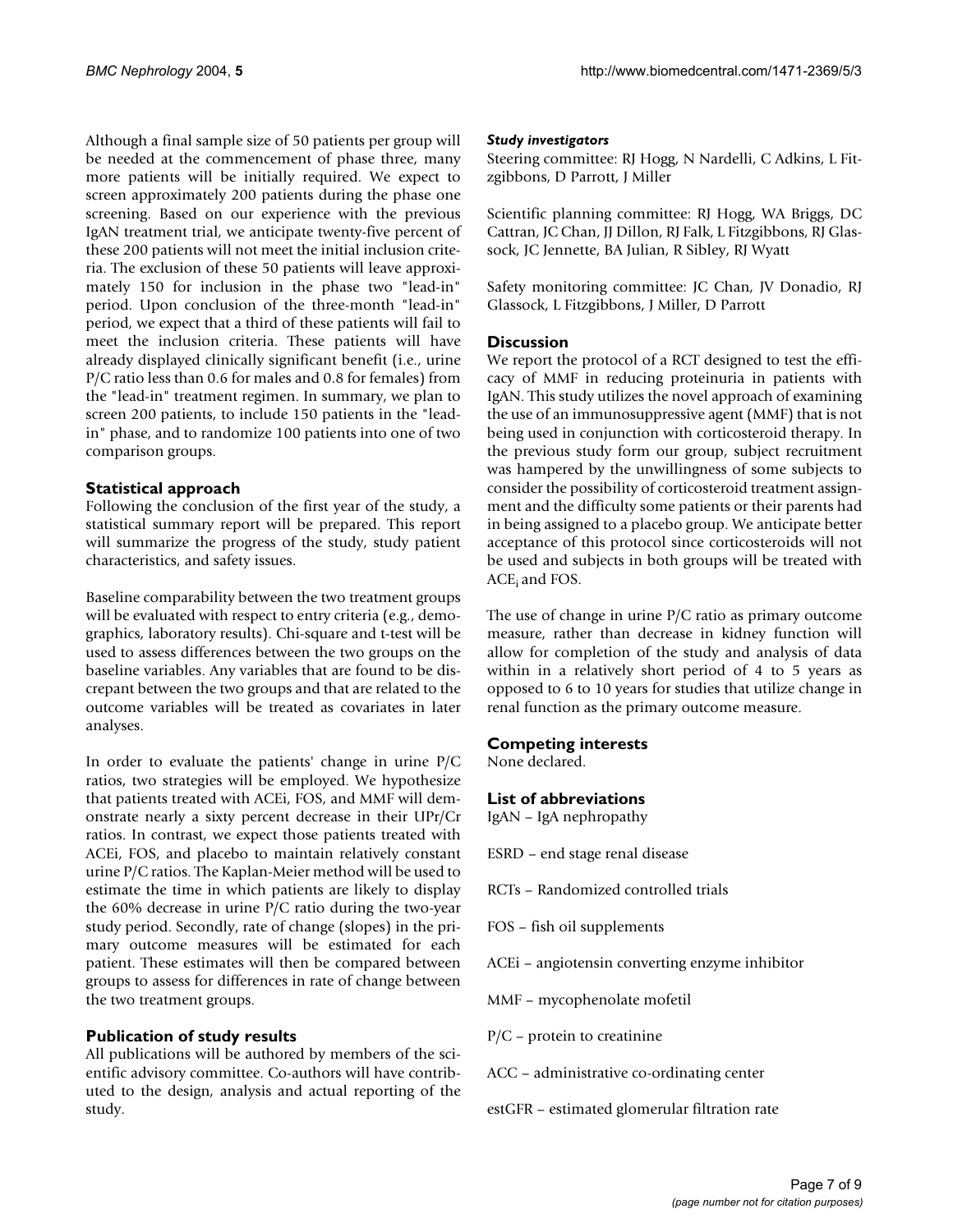Although a final sample size of 50 patients per group will be needed at the commencement of phase three, many more patients will be initially required. We expect to screen approximately 200 patients during the phase one screening. Based on our experience with the previous IgAN treatment trial, we anticipate twenty-five percent of these 200 patients will not meet the initial inclusion criteria. The exclusion of these 50 patients will leave approximately 150 for inclusion in the phase two "lead-in" period. Upon conclusion of the three-month "lead-in" period, we expect that a third of these patients will fail to meet the inclusion criteria. These patients will have already displayed clinically significant benefit (i.e., urine P/C ratio less than 0.6 for males and 0.8 for females) from the "lead-in" treatment regimen. In summary, we plan to screen 200 patients, to include 150 patients in the "lead-in" phase, and to randomize 100 patients into one of two comparison groups.

## Statistical approach

Following the conclusion of the first year of the study, a statistical summary report will be prepared. This report will summarize the progress of the study, study patient characteristics, and safety issues.

Baseline comparability between the two treatment groups will be evaluated with respect to entry criteria (e.g., demographics, laboratory results). Chi-square and t-test will be used to assess differences between the two groups on the baseline variables. Any variables that are found to be discrepant between the two groups and that are related to the outcome variables will be treated as covariates in later analyses.

In order to evaluate the patients' change in urine P/C ratios, two strategies will be employed. We hypothesize that patients treated with ACEi, FOS, and MMF will demonstrate nearly a sixty percent decrease in their UPr/Cr ratios. In contrast, we expect those patients treated with ACEi, FOS, and placebo to maintain relatively constant urine P/C ratios. The Kaplan-Meier method will be used to estimate the time in which patients are likely to display the 60% decrease in urine P/C ratio during the two-year study period. Secondly, rate of change (slopes) in the primary outcome measures will be estimated for each patient. These estimates will then be compared between groups to assess for differences in rate of change between the two treatment groups.

## Publication of study results

All publications will be authored by members of the scientific advisory committee. Co-authors will have contributed to the design, analysis and actual reporting of the study.

### *Study investigators*

Steering committee: RJ Hogg, N Nardelli, C Adkins, L Fitzgibbons, D Parrott, J Miller

Scientific planning committee: RJ Hogg, WA Briggs, DC Cattran, JC Chan, JJ Dillon, RJ Falk, L Fitzgibbons, RJ Glassock, JC Jennette, BA Julian, R Sibley, RJ Wyatt

Safety monitoring committee: JC Chan, JV Donadio, RJ Glassock, L Fitzgibbons, J Miller, D Parrott

## Discussion

We report the protocol of a RCT designed to test the efficacy of MMF in reducing proteinuria in patients with IgAN. This study utilizes the novel approach of examining the use of an immunosuppressive agent (MMF) that is not being used in conjunction with corticosteroid therapy. In the previous study form our group, subject recruitment was hampered by the unwillingness of some subjects to consider the possibility of corticosteroid treatment assignment and the difficulty some patients or their parents had in being assigned to a placebo group. We anticipate better acceptance of this protocol since corticosteroids will not be used and subjects in both groups will be treated with $ACE_i$ and FOS.

The use of change in urine P/C ratio as primary outcome measure, rather than decrease in kidney function will allow for completion of the study and analysis of data within in a relatively short period of 4 to 5 years as opposed to 6 to 10 years for studies that utilize change in renal function as the primary outcome measure.

## Competing interests

None declared.

## List of abbreviations

IgAN – IgA nephropathy

ESRD – end stage renal disease

RCTs – Randomized controlled trials

FOS – fish oil supplements

ACEi – angiotensin converting enzyme inhibitor

MMF – mycophenolate mofetil

P/C – protein to creatinine

ACC – administrative co-ordinating center

estGFR – estimated glomerular filtration rate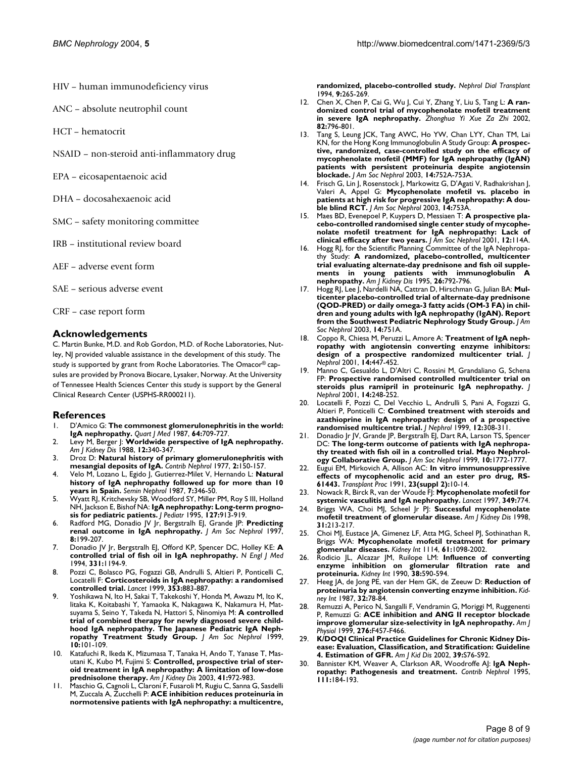HIV – human immunodeficiency virus

ANC – absolute neutrophil count

HCT – hematocrit

NSAID – non-steroid anti-inflammatory drug

EPA – eicosapentaenoic acid

DHA – docosahexaenoic acid

SMC – safety monitoring committee

IRB – institutional review board

AEF – adverse event form

SAE – serious adverse event

CRF – case report form

## Acknowledgements

C. Martin Bunke, M.D. and Rob Gordon, M.D. of Roche Laboratories, Nutley, NJ provided valuable assistance in the development of this study. The study is supported by grant from Roche Laboratories. The Omacor® capsules are provided by Pronova Biocare, Lysaker, Norway. At the University of Tennessee Health Sciences Center this study is support by the General Clinical Research Center (USPHS-RR000211).

## References

1. D'Amico G: **The commonest glomerulonephritis in the world: IgA nephropathy.** *Quart J Med* 1987, **64**:709-727.
2. Levy M, Berger J: **Worldwide perspective of IgA nephropathy.** *Am J Kidney Dis* 1988, **12**:340-347.
3. Droz D: **Natural history of primary glomerulonephritis with mesangial deposits of IgA.** *Contrib Nephrol* 1977, **2**:150-157.
4. Velo M, Lozano L, Egido J, Gutierrez-Milet V, Hernando L: **Natural history of IgA nephropathy followed up for more than 10 years in Spain.** *Semin Nephrol* 1987, **7**:346-50.
5. Wyatt RJ, Kritchevsky SB, Woodford SY, Miller PM, Roy S III, Holland NH, Jackson E, Bishof NA: **IgA nephropathy: Long-term prognosis for pediatric patients.** *J Pediatr* 1995, **127**:913-919.
6. Radford MG, Donadio JV Jr, Bergstralh EJ, Grande JP: **Predicting renal outcome in IgA nephropathy.** *J Am Soc Nephrol* 1997, **8**:199-207.
7. Donadio JV Jr, Bergstralh EJ, Offord KP, Spencer DC, Holley KE: **A controlled trial of fish oil in IgA nephropathy.** *N Engl J Med* 1994, **331**:1194-9.
8. Pozzi C, Bolasco PG, Fogazzi GB, Andrulli S, Altieri P, Ponticelli C, Locatelli F: **Corticosteroids in IgA nephropathy: a randomised controlled trial.** *Lancet* 1999, **353**:883-887.
9. Yoshikawa N, Ito H, Sakai T, Takekoshi Y, Honda M, Awazu M, Ito K, Iitaka K, Koitabashi Y, Yamaoka K, Nakagawa K, Nakamura H, Matsuyama S, Seino Y, Takeda N, Hattori S, Ninomiya M: **A controlled trial of combined therapy for newly diagnosed severe childhood IgA nephropathy. The Japanese Pediatric IgA Nephropathy Treatment Study Group.** *J Am Soc Nephrol* 1999, **10**:101-109.
10. Katafuchi R, Ikeda K, Mizumasa T, Tanaka H, Ando T, Yanase T, Masutani K, Kubo M, Fujimi S: **Controlled, prospective trial of steroid treatment in IgA nephropathy: A limitation of low-dose prednisolone therapy.** *Am J Kidney Dis* 2003, **41**:972-983.
11. Maschio G, Cagnoli L, Claroni F, Fusaroli M, Rugiu C, Sanna G, Sasdelli M, Zuccala A, Zucchelli P: **ACE inhibition reduces proteinuria in normotensive patients with IgA nephropathy: a multicentre, randomized, placebo-controlled study.** *Nephrol Dial Transplant* 1994, **9**:265-269.
12. Chen X, Chen P, Cai G, Wu J, Cui Y, Zhang Y, Liu S, Tang L: **A randomized control trial of mycophenolate mofetil treatment in severe IgA nephropathy.** *Zhonghua Yi Xue Za Zhi* 2002, **82**:796-801.
13. Tang S, Leung JCK, Tang AWC, Ho YW, Chan LYY, Chan TM, Lai KN, for the Hong Kong Immunoglobulin A Study Group: **A prospective, randomized, case-controlled study on the efficacy of mycophenolate mofetil (MMF) for IgA nephropathy (IgAN) patients with persistent proteinuria despite angiotensin blockade.** *J Am Soc Nephrol* 2003, **14**:752A-753A.
14. Frisch G, Lin J, Rosenstock J, Markowitz G, D'Agati V, Radhakrishan J, Valeri A, Appel G: **Mycophenolate mofetil vs. placebo in patients at high risk for progressive IgA nephropathy: A double blind RCT.** *J Am Soc Nephrol* 2003, **14**:753A.
15. Maes BD, Evenepoel P, Kuypers D, Messiaen T: **A prospective placebo-controlled randomised single center study of mycophenolate mofetil treatment for IgA nephropathy: Lack of clinical efficacy after two years.** *J Am Soc Nephrol* 2001, **12**:114A.
16. Hogg RJ, for the Scientific Planning Committee of the IgA Nephropathy Study: **A randomized, placebo-controlled, multicenter trial evaluating alternate-day prednisone and fish oil supplements in young patients with immunoglobulin A nephropathy.** *Am J Kidney Dis* 1995, **26**:792-796.
17. Hogg RJ, Lee J, Nardelli NA, Cattran D, Hirschman G, Julian BA: **Multicenter placebo-controlled trial of alternate-day prednisone (QOD-PRED) or daily omega-3 fatty acids (OM-3 FA) in children and young adults with IgA nephropathy (IgAN). Report from the Southwest Pediatric Nephrology Study Group.** *J Am Soc Nephrol* 2003, **14**:751A.
18. Coppo R, Chiesa M, Peruzzi L, Amore A: **Treatment of IgA nephropathy with angiotensin converting enzyme inhibitors: design of a prospective randomized multicenter trial.** *J Nephrol* 2001, **14**:447-452.
19. Manno C, Gesualdo L, D'Altri C, Rossini M, Grandaliano G, Schena FP: **Prospective randomised controlled multicenter trial on steroids plus ramipril in proteinuric IgA nephropathy.** *J Nephrol* 2001, **14**:248-252.
20. Locatelli F, Pozzi C, Del Vecchio L, Andrulli S, Pani A, Fogazzi G, Altieri P, Ponticelli C: **Combined treatment with steroids and azathioprine in IgA nephropathy: design of a prospective randomised multicentre trial.** *J Nephrol* 1999, **12**:308-311.
21. Donadio Jr JV, Grande JP, Bergstralh EJ, Dart RA, Larson TS, Spencer DC: **The long-term outcome of patients with IgA nephropathy treated with fish oil in a controlled trial. Mayo Nephrology Collaborative Group.** *J Am Soc Nephrol* 1999, **10**:1772-1777.
22. Eugui EM, Mirkovich A, Allison AC: **In vitro immunosuppressive effects of mycophenolic acid and an ester pro drug, RS-61443.** *Transplant Proc* 1991, **23(suppl 2)**:10-14.
23. Nowack R, Birck R, van der Woude FJ: **Mycophenolate mofetil for systemic vasculitis and IgA nephropathy.** *Lancet* 1997, **349**:774.
24. Briggs WA, Choi MJ, Scheel Jr PJ: **Successful mycophenolate mofetil treatment of glomerular disease.** *Am J Kidney Dis* 1998, **31**:213-217.
25. Choi MJ, Eustace JA, Gimenez LF, Atta MG, Scheel PJ, Sothinathan R, Briggs WA: **Mycophenolate mofetil treatment for primary glomerular diseases.** *Kidney Int* 1114, **61**:1098-2002.
26. Rodicio JL, Alcazar JM, Ruilope LM: **Influence of converting enzyme inhibition on glomerular filtration rate and proteinuria.** *Kidney Int* 1990, **38**:590-594.
27. Heeg JA, de Jong PE, van der Hem GK, de Zeeuw D: **Reduction of proteinuria by angiotensin converting enzyme inhibition.** *Kidney Int* 1987, **32**:78-84.
28. Remuzzi A, Perico N, Sangalli F, Vendramin G, Moriggi M, Ruggenenti P, Remuzzi G: **ACE inhibition and ANG II receptor blockade improve glomerular size-selectivity in IgA nephropathy.** *Am J Physiol* 1999, **276**:F457-F466.
29. **K/DOQI Clinical Practice Guidelines for Chronic Kidney Disease: Evaluation, Classification, and Stratification: Guideline 4. Estimation of GFR.** *Am J Kid Dis* 2002, **39**:S76-S92.
30. Bannister KM, Weaver A, Clarkson AR, Woodroffe AJ: **IgA Nephropathy: Pathogenesis and treatment.** *Contrib Nephrol* 1995, **111**:184-193.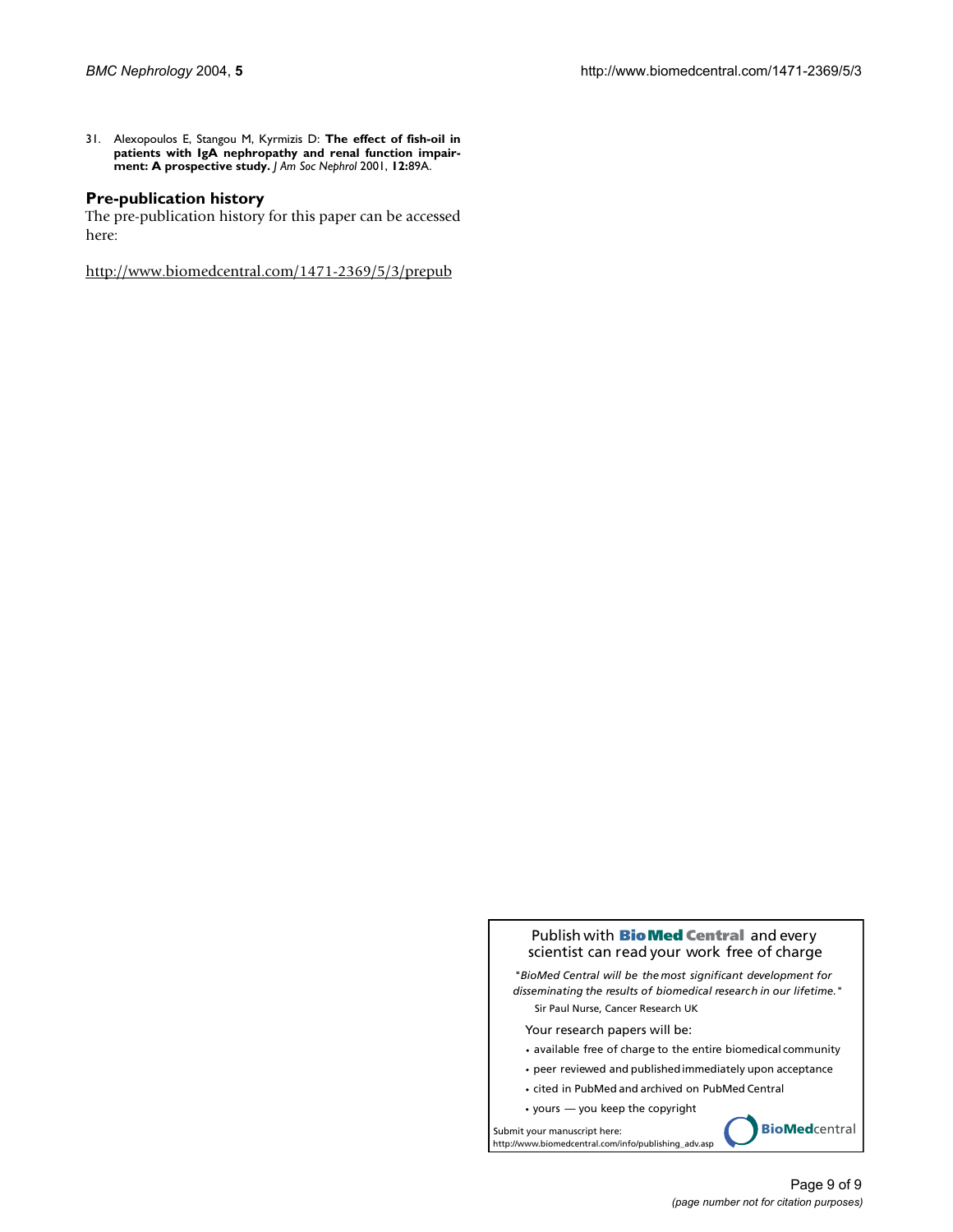31. Alexopoulos E, Stangou M, Kyrmizis D: **The effect of fish-oil in patients with IgA nephropathy and renal function impairment: A prospective study.** *J Am Soc Nephrol* 2001, **12:**89A.

## Pre-publication history

The pre-publication history for this paper can be accessed here:

http://www.biomedcentral.com/1471-2369/5/3/prepub

Publish with **BioMed Central** and every scientist can read your work free of charge

*"BioMed Central will be the most significant development for disseminating the results of biomedical research in our lifetime."*
Sir Paul Nurse, Cancer Research UK

Your research papers will be:

- available free of charge to the entire biomedical community
- peer reviewed and published immediately upon acceptance
- cited in PubMed and archived on PubMed Central
- yours — you keep the copyright

Submit your manuscript here:
http://www.biomedcentral.com/info/publishing_adv.asp

**BioMed**central